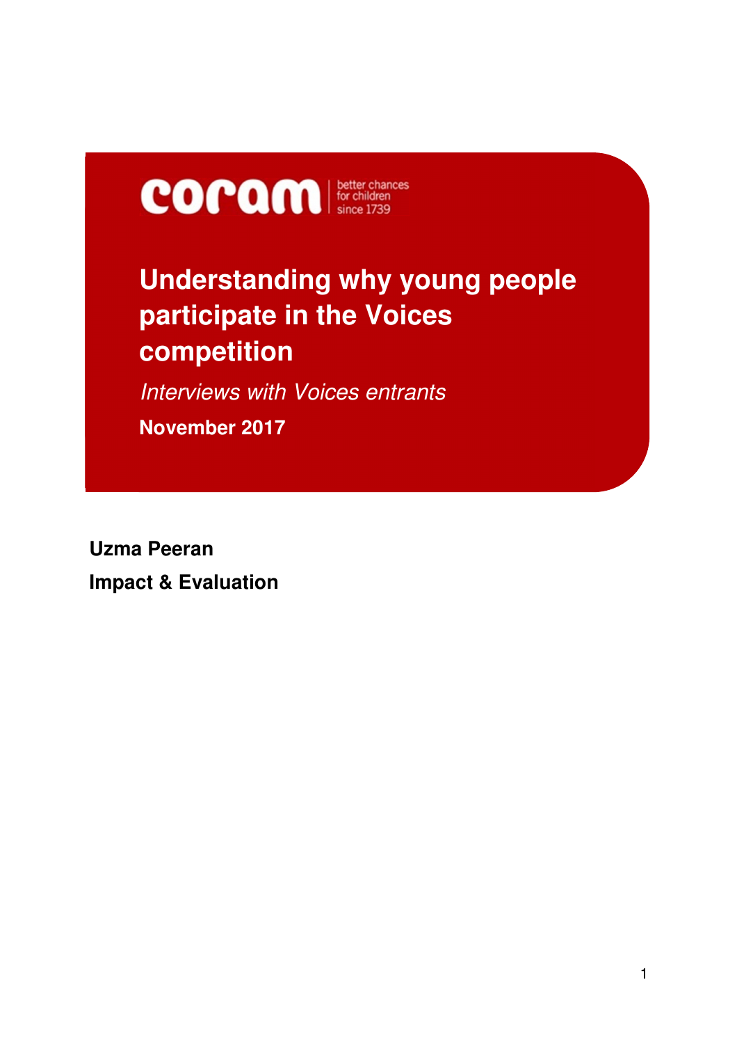coram better chances for children since 1739

# Understanding why young people participate in the Voices competition

*Interviews with Voices entrants*

**November 2017**

**Uzma Peeran**

**Impact & Evaluation**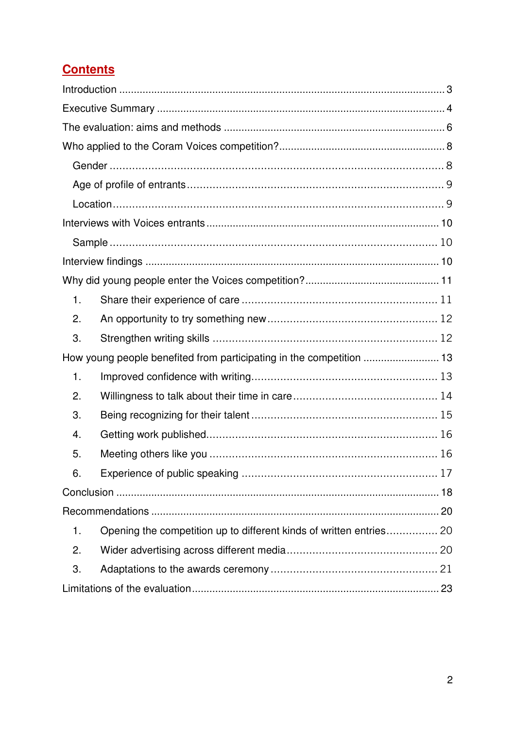# Contents

Introduction ........................................................................................................ 3

Executive Summary ............................................................................................ 4

The evaluation: aims and methods ..................................................................... 6

Who applied to the Coram Voices competition? .................................................. 8

- Gender ........................................................................................................ 8
- Age of profile of entrants ............................................................................... 9
- Location ....................................................................................................... 9

Interviews with Voices entrants ......................................................................... 10

- Sample ...................................................................................................... 10

Interview findings ............................................................................................. 10

Why did young people enter the Voices competition? ........................................ 11

1. Share their experience of care .................................................................. 11
2. An opportunity to try something new ......................................................... 12
3. Strengthen writing skills ........................................................................... 12

How young people benefited from participating in the competition ..................... 13

1. Improved confidence with writing .............................................................. 13
2. Willingness to talk about their time in care ................................................ 14
3. Being recognizing for their talent ............................................................... 15
4. Getting work published ............................................................................. 16
5. Meeting others like you ............................................................................ 16
6. Experience of public speaking ................................................................... 17

Conclusion ...................................................................................................... 18

Recommendations ........................................................................................... 20

1. Opening the competition up to different kinds of written entries ................. 20
2. Wider advertising across different media ................................................... 20
3. Adaptations to the awards ceremony ......................................................... 21

Limitations of the evaluation ............................................................................. 23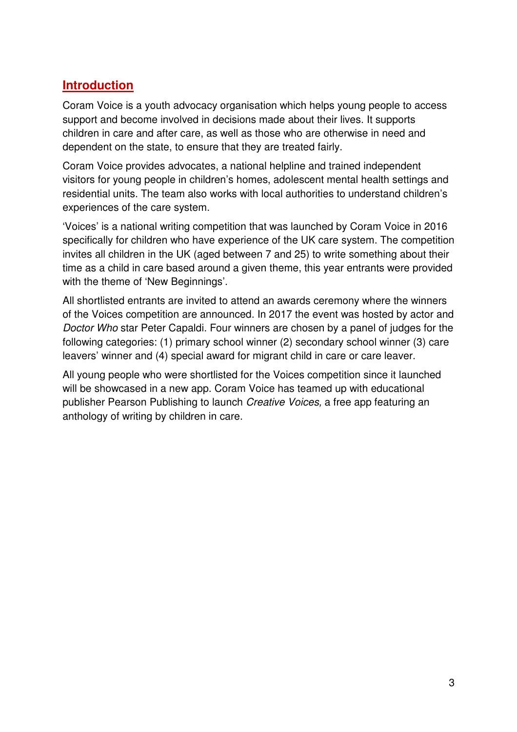## Introduction

Coram Voice is a youth advocacy organisation which helps young people to access support and become involved in decisions made about their lives. It supports children in care and after care, as well as those who are otherwise in need and dependent on the state, to ensure that they are treated fairly.

Coram Voice provides advocates, a national helpline and trained independent visitors for young people in children's homes, adolescent mental health settings and residential units. The team also works with local authorities to understand children's experiences of the care system.

'Voices' is a national writing competition that was launched by Coram Voice in 2016 specifically for children who have experience of the UK care system. The competition invites all children in the UK (aged between 7 and 25) to write something about their time as a child in care based around a given theme, this year entrants were provided with the theme of 'New Beginnings'.

All shortlisted entrants are invited to attend an awards ceremony where the winners of the Voices competition are announced. In 2017 the event was hosted by actor and *Doctor Who* star Peter Capaldi. Four winners are chosen by a panel of judges for the following categories: (1) primary school winner (2) secondary school winner (3) care leavers' winner and (4) special award for migrant child in care or care leaver.

All young people who were shortlisted for the Voices competition since it launched will be showcased in a new app. Coram Voice has teamed up with educational publisher Pearson Publishing to launch *Creative Voices,* a free app featuring an anthology of writing by children in care.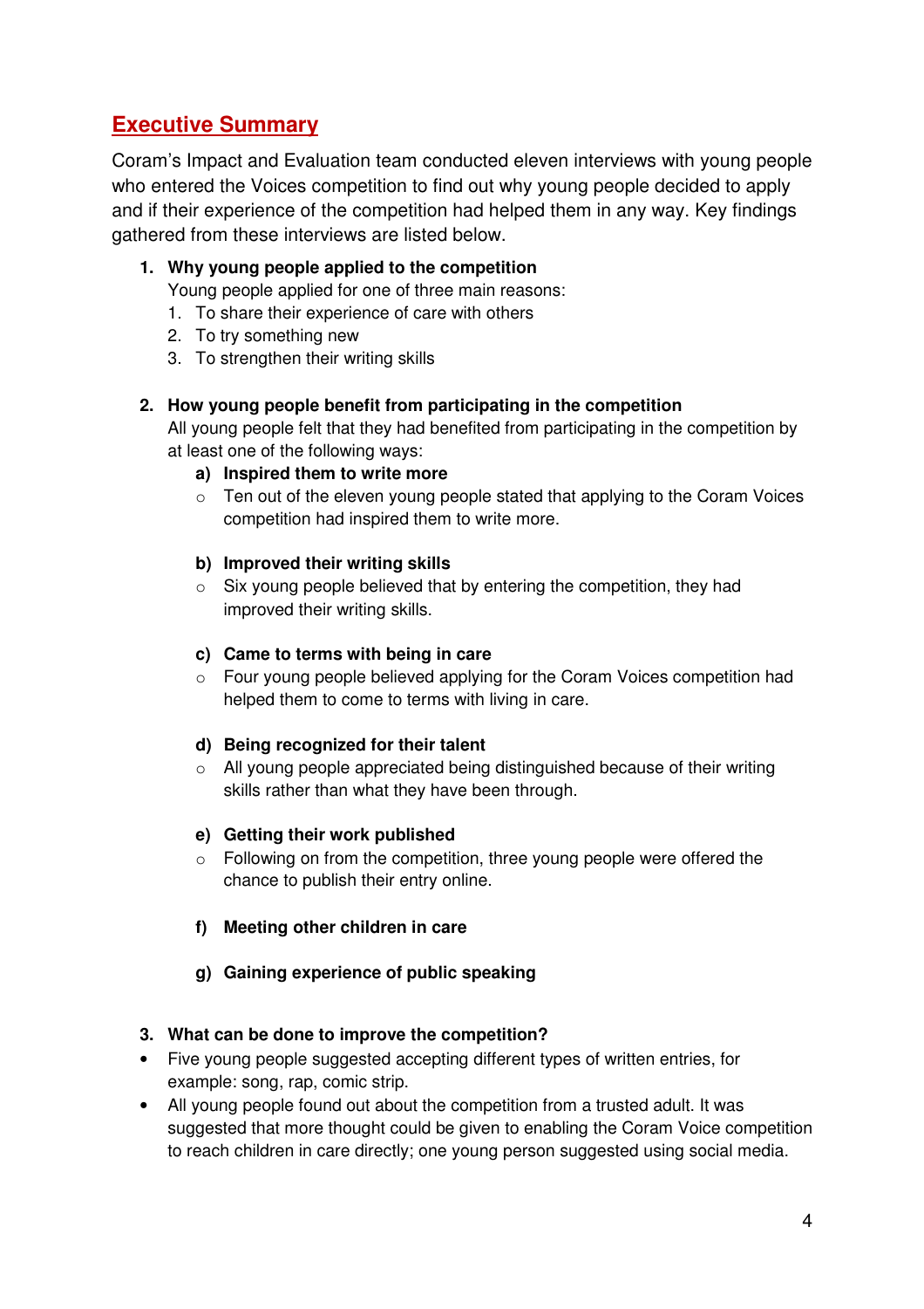## Executive Summary

Coram's Impact and Evaluation team conducted eleven interviews with young people who entered the Voices competition to find out why young people decided to apply and if their experience of the competition had helped them in any way. Key findings gathered from these interviews are listed below.

1. **Why young people applied to the competition**

   Young people applied for one of three main reasons:

   1. To share their experience of care with others
   2. To try something new
   3. To strengthen their writing skills

2. **How young people benefit from participating in the competition**

   All young people felt that they had benefited from participating in the competition by at least one of the following ways:

   **a) Inspired them to write more**

   - Ten out of the eleven young people stated that applying to the Coram Voices competition had inspired them to write more.

   **b) Improved their writing skills**

   - Six young people believed that by entering the competition, they had improved their writing skills.

   **c) Came to terms with being in care**

   - Four young people believed applying for the Coram Voices competition had helped them to come to terms with living in care.

   **d) Being recognized for their talent**

   - All young people appreciated being distinguished because of their writing skills rather than what they have been through.

   **e) Getting their work published**

   - Following on from the competition, three young people were offered the chance to publish their entry online.

   **f) Meeting other children in care**

   **g) Gaining experience of public speaking**

3. **What can be done to improve the competition?**

- Five young people suggested accepting different types of written entries, for example: song, rap, comic strip.
- All young people found out about the competition from a trusted adult. It was suggested that more thought could be given to enabling the Coram Voice competition to reach children in care directly; one young person suggested using social media.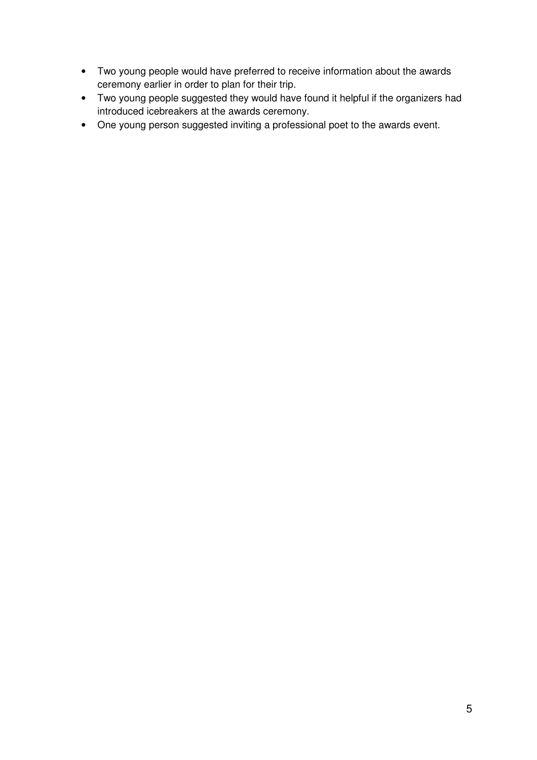- Two young people would have preferred to receive information about the awards ceremony earlier in order to plan for their trip.
- Two young people suggested they would have found it helpful if the organizers had introduced icebreakers at the awards ceremony.
- One young person suggested inviting a professional poet to the awards event.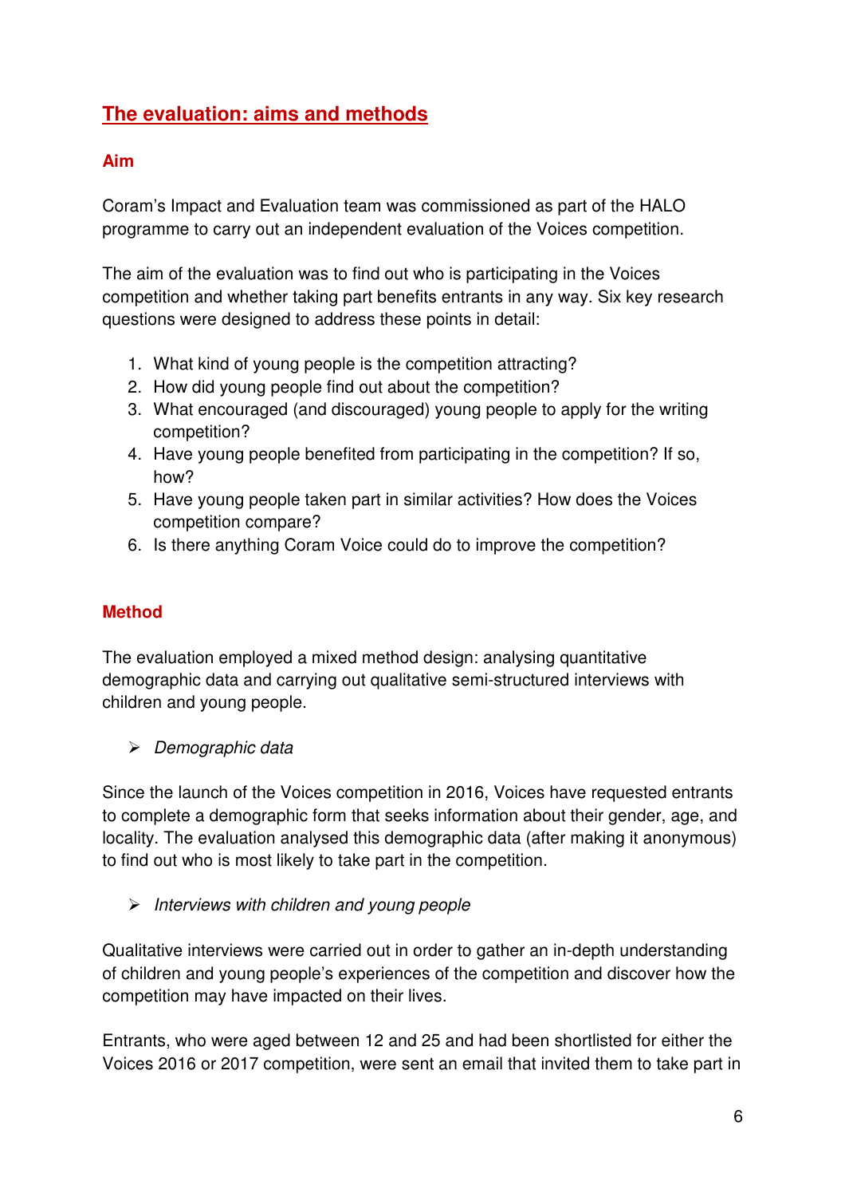## The evaluation: aims and methods

### Aim

Coram's Impact and Evaluation team was commissioned as part of the HALO programme to carry out an independent evaluation of the Voices competition.

The aim of the evaluation was to find out who is participating in the Voices competition and whether taking part benefits entrants in any way. Six key research questions were designed to address these points in detail:

1. What kind of young people is the competition attracting?
2. How did young people find out about the competition?
3. What encouraged (and discouraged) young people to apply for the writing competition?
4. Have young people benefited from participating in the competition? If so, how?
5. Have young people taken part in similar activities? How does the Voices competition compare?
6. Is there anything Coram Voice could do to improve the competition?

### Method

The evaluation employed a mixed method design: analysing quantitative demographic data and carrying out qualitative semi-structured interviews with children and young people.

- *Demographic data*

Since the launch of the Voices competition in 2016, Voices have requested entrants to complete a demographic form that seeks information about their gender, age, and locality. The evaluation analysed this demographic data (after making it anonymous) to find out who is most likely to take part in the competition.

- *Interviews with children and young people*

Qualitative interviews were carried out in order to gather an in-depth understanding of children and young people's experiences of the competition and discover how the competition may have impacted on their lives.

Entrants, who were aged between 12 and 25 and had been shortlisted for either the Voices 2016 or 2017 competition, were sent an email that invited them to take part in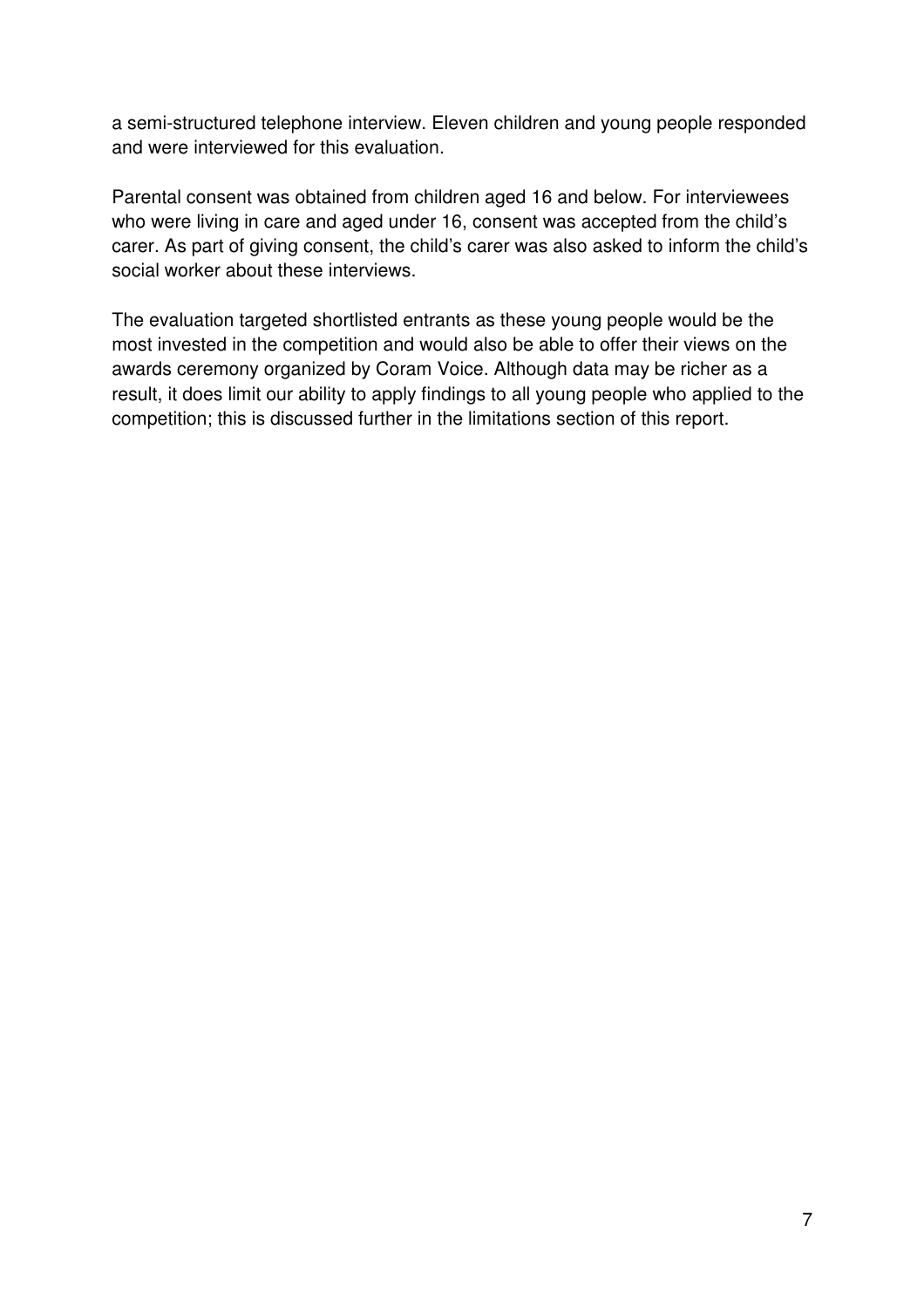a semi-structured telephone interview. Eleven children and young people responded and were interviewed for this evaluation.

Parental consent was obtained from children aged 16 and below. For interviewees who were living in care and aged under 16, consent was accepted from the child's carer. As part of giving consent, the child's carer was also asked to inform the child's social worker about these interviews.

The evaluation targeted shortlisted entrants as these young people would be the most invested in the competition and would also be able to offer their views on the awards ceremony organized by Coram Voice. Although data may be richer as a result, it does limit our ability to apply findings to all young people who applied to the competition; this is discussed further in the limitations section of this report.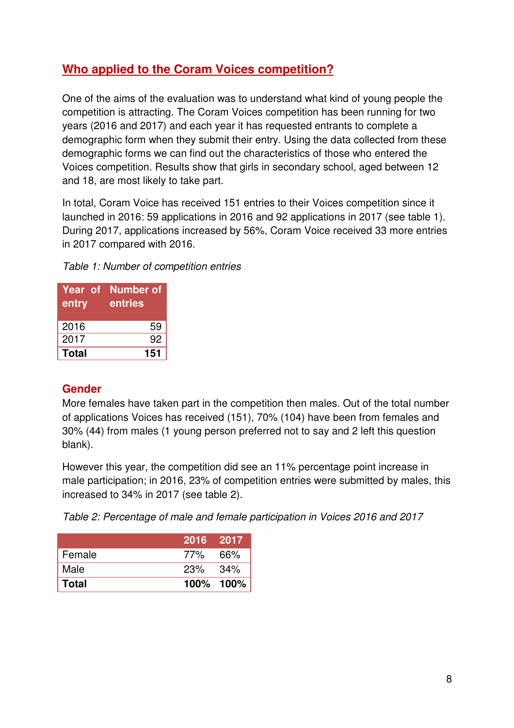## Who applied to the Coram Voices competition?

One of the aims of the evaluation was to understand what kind of young people the competition is attracting. The Coram Voices competition has been running for two years (2016 and 2017) and each year it has requested entrants to complete a demographic form when they submit their entry. Using the data collected from these demographic forms we can find out the characteristics of those who entered the Voices competition. Results show that girls in secondary school, aged between 12 and 18, are most likely to take part.

In total, Coram Voice has received 151 entries to their Voices competition since it launched in 2016: 59 applications in 2016 and 92 applications in 2017 (see table 1). During 2017, applications increased by 56%, Coram Voice received 33 more entries in 2017 compared with 2016.

*Table 1: Number of competition entries*

| Year of entry | Number of entries |
|---|---|
| 2016 | 59 |
| 2017 | 92 |
| **Total** | **151** |

### Gender

More females have taken part in the competition then males. Out of the total number of applications Voices has received (151), 70% (104) have been from females and 30% (44) from males (1 young person preferred not to say and 2 left this question blank).

However this year, the competition did see an 11% percentage point increase in male participation; in 2016, 23% of competition entries were submitted by males, this increased to 34% in 2017 (see table 2).

*Table 2: Percentage of male and female participation in Voices 2016 and 2017*

| | 2016 | 2017 |
|---|---|---|
| Female | 77% | 66% |
| Male | 23% | 34% |
| **Total** | **100%** | **100%** |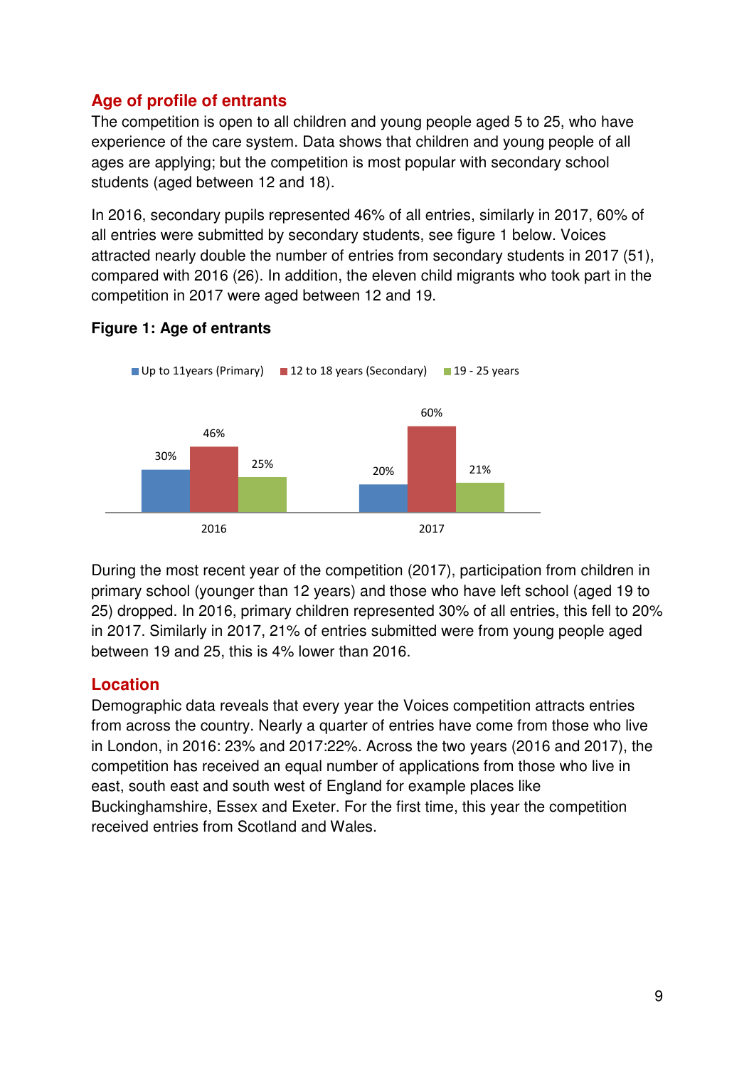## Age of profile of entrants

The competition is open to all children and young people aged 5 to 25, who have experience of the care system. Data shows that children and young people of all ages are applying; but the competition is most popular with secondary school students (aged between 12 and 18).

In 2016, secondary pupils represented 46% of all entries, similarly in 2017, 60% of all entries were submitted by secondary students, see figure 1 below. Voices attracted nearly double the number of entries from secondary students in 2017 (51), compared with 2016 (26). In addition, the eleven child migrants who took part in the competition in 2017 were aged between 12 and 19.

**Figure 1: Age of entrants**

| | Up to 11years (Primary) | 12 to 18 years (Secondary) | 19 - 25 years |
|---|---|---|---|
| 2016 | 30% | 46% | 25% |
| 2017 | 20% | 60% | 21% |

During the most recent year of the competition (2017), participation from children in primary school (younger than 12 years) and those who have left school (aged 19 to 25) dropped. In 2016, primary children represented 30% of all entries, this fell to 20% in 2017. Similarly in 2017, 21% of entries submitted were from young people aged between 19 and 25, this is 4% lower than 2016.

## Location

Demographic data reveals that every year the Voices competition attracts entries from across the country. Nearly a quarter of entries have come from those who live in London, in 2016: 23% and 2017:22%. Across the two years (2016 and 2017), the competition has received an equal number of applications from those who live in east, south east and south west of England for example places like Buckinghamshire, Essex and Exeter. For the first time, this year the competition received entries from Scotland and Wales.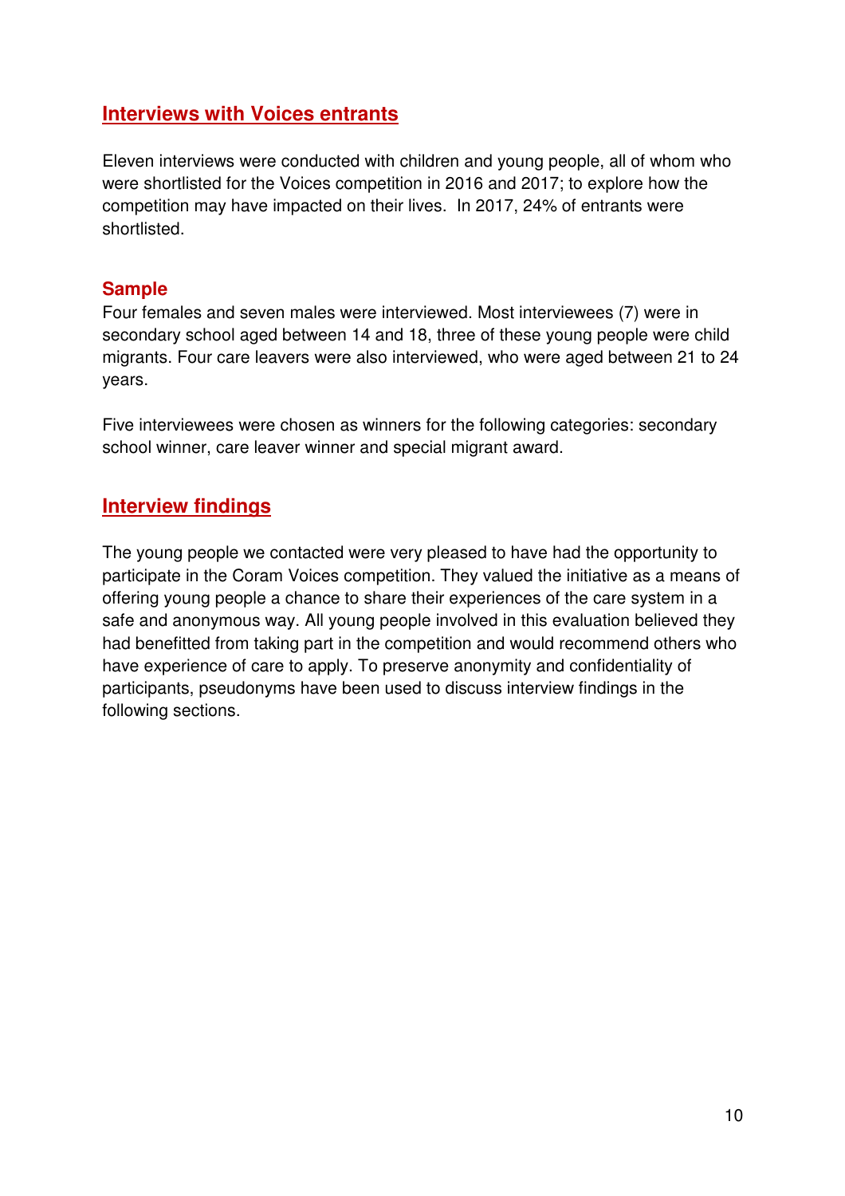## Interviews with Voices entrants

Eleven interviews were conducted with children and young people, all of whom who were shortlisted for the Voices competition in 2016 and 2017; to explore how the competition may have impacted on their lives. In 2017, 24% of entrants were shortlisted.

### Sample

Four females and seven males were interviewed. Most interviewees (7) were in secondary school aged between 14 and 18, three of these young people were child migrants. Four care leavers were also interviewed, who were aged between 21 to 24 years.

Five interviewees were chosen as winners for the following categories: secondary school winner, care leaver winner and special migrant award.

## Interview findings

The young people we contacted were very pleased to have had the opportunity to participate in the Coram Voices competition. They valued the initiative as a means of offering young people a chance to share their experiences of the care system in a safe and anonymous way. All young people involved in this evaluation believed they had benefitted from taking part in the competition and would recommend others who have experience of care to apply. To preserve anonymity and confidentiality of participants, pseudonyms have been used to discuss interview findings in the following sections.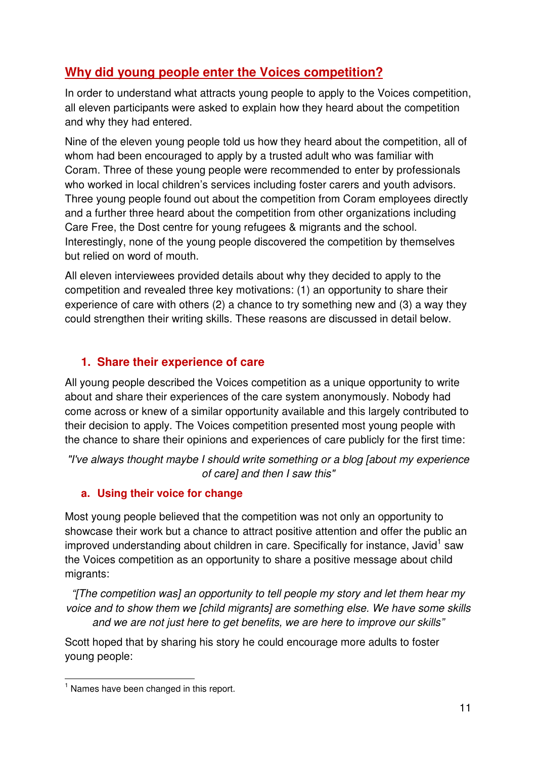## Why did young people enter the Voices competition?

In order to understand what attracts young people to apply to the Voices competition, all eleven participants were asked to explain how they heard about the competition and why they had entered.

Nine of the eleven young people told us how they heard about the competition, all of whom had been encouraged to apply by a trusted adult who was familiar with Coram. Three of these young people were recommended to enter by professionals who worked in local children's services including foster carers and youth advisors. Three young people found out about the competition from Coram employees directly and a further three heard about the competition from other organizations including Care Free, the Dost centre for young refugees & migrants and the school. Interestingly, none of the young people discovered the competition by themselves but relied on word of mouth.

All eleven interviewees provided details about why they decided to apply to the competition and revealed three key motivations: (1) an opportunity to share their experience of care with others (2) a chance to try something new and (3) a way they could strengthen their writing skills. These reasons are discussed in detail below.

### 1. Share their experience of care

All young people described the Voices competition as a unique opportunity to write about and share their experiences of the care system anonymously. Nobody had come across or knew of a similar opportunity available and this largely contributed to their decision to apply. The Voices competition presented most young people with the chance to share their opinions and experiences of care publicly for the first time:

*"I've always thought maybe I should write something or a blog [about my experience of care] and then I saw this"*

#### a. Using their voice for change

Most young people believed that the competition was not only an opportunity to showcase their work but a chance to attract positive attention and offer the public an improved understanding about children in care. Specifically for instance, Javid[1] saw the Voices competition as an opportunity to share a positive message about child migrants:

*"[The competition was] an opportunity to tell people my story and let them hear my voice and to show them we [child migrants] are something else. We have some skills and we are not just here to get benefits, we are here to improve our skills"*

Scott hoped that by sharing his story he could encourage more adults to foster young people:

[1] Names have been changed in this report.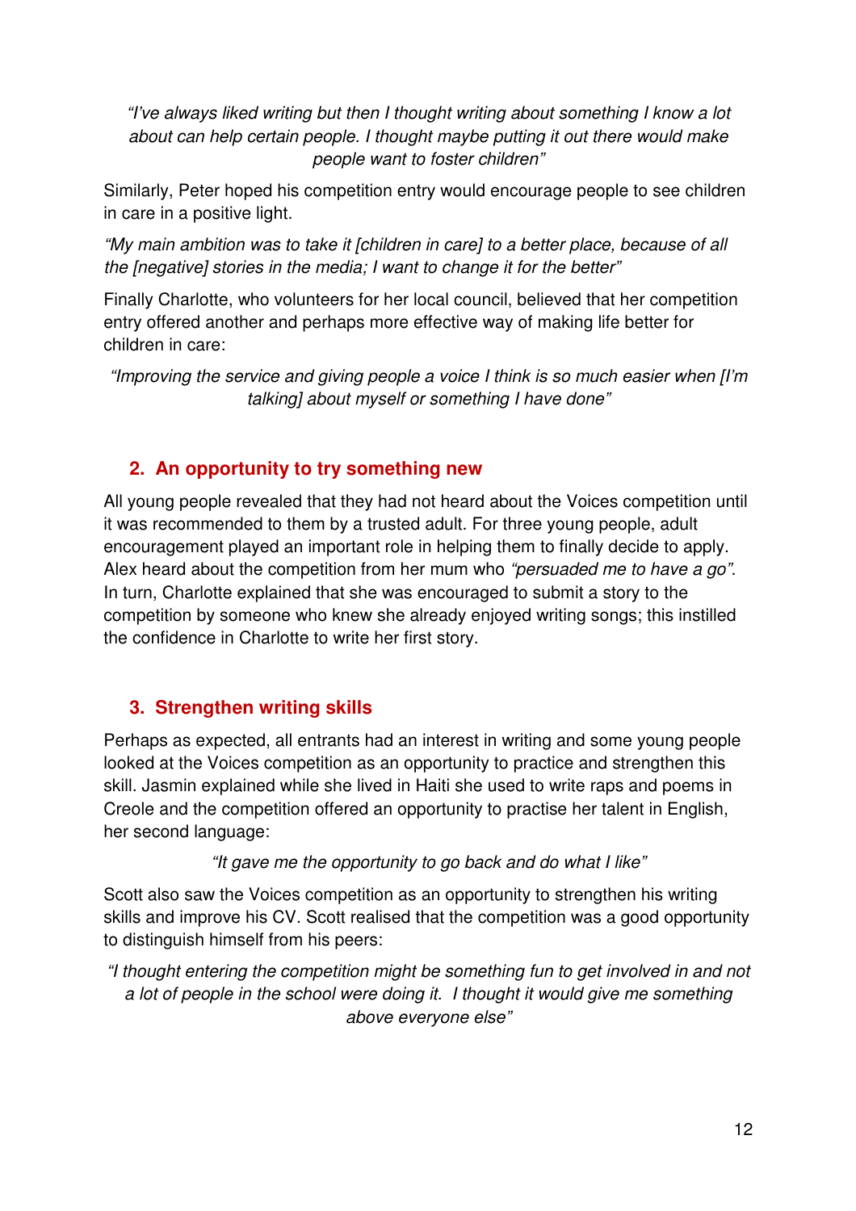*"I've always liked writing but then I thought writing about something I know a lot about can help certain people. I thought maybe putting it out there would make people want to foster children"*

Similarly, Peter hoped his competition entry would encourage people to see children in care in a positive light.

*"My main ambition was to take it [children in care] to a better place, because of all the [negative] stories in the media; I want to change it for the better"*

Finally Charlotte, who volunteers for her local council, believed that her competition entry offered another and perhaps more effective way of making life better for children in care:

*"Improving the service and giving people a voice I think is so much easier when [I'm talking] about myself or something I have done"*

## 2. An opportunity to try something new

All young people revealed that they had not heard about the Voices competition until it was recommended to them by a trusted adult. For three young people, adult encouragement played an important role in helping them to finally decide to apply. Alex heard about the competition from her mum who *"persuaded me to have a go"*. In turn, Charlotte explained that she was encouraged to submit a story to the competition by someone who knew she already enjoyed writing songs; this instilled the confidence in Charlotte to write her first story.

## 3. Strengthen writing skills

Perhaps as expected, all entrants had an interest in writing and some young people looked at the Voices competition as an opportunity to practice and strengthen this skill. Jasmin explained while she lived in Haiti she used to write raps and poems in Creole and the competition offered an opportunity to practise her talent in English, her second language:

*"It gave me the opportunity to go back and do what I like"*

Scott also saw the Voices competition as an opportunity to strengthen his writing skills and improve his CV. Scott realised that the competition was a good opportunity to distinguish himself from his peers:

*"I thought entering the competition might be something fun to get involved in and not a lot of people in the school were doing it. I thought it would give me something above everyone else"*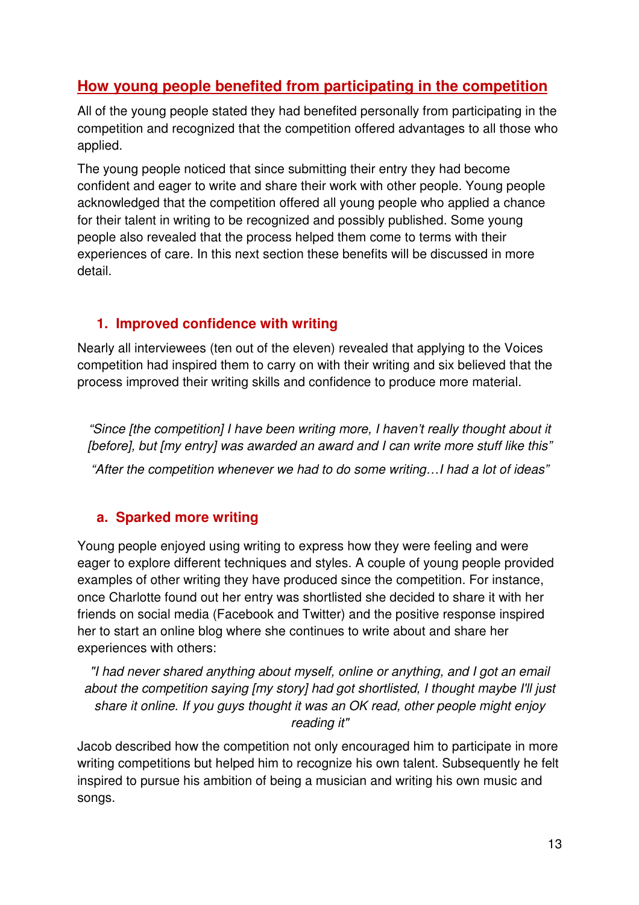## How young people benefited from participating in the competition

All of the young people stated they had benefited personally from participating in the competition and recognized that the competition offered advantages to all those who applied.

The young people noticed that since submitting their entry they had become confident and eager to write and share their work with other people. Young people acknowledged that the competition offered all young people who applied a chance for their talent in writing to be recognized and possibly published. Some young people also revealed that the process helped them come to terms with their experiences of care. In this next section these benefits will be discussed in more detail.

### 1. Improved confidence with writing

Nearly all interviewees (ten out of the eleven) revealed that applying to the Voices competition had inspired them to carry on with their writing and six believed that the process improved their writing skills and confidence to produce more material.

> *"Since [the competition] I have been writing more, I haven't really thought about it [before], but [my entry] was awarded an award and I can write more stuff like this"*
>
> *"After the competition whenever we had to do some writing…I had a lot of ideas"*

### a. Sparked more writing

Young people enjoyed using writing to express how they were feeling and were eager to explore different techniques and styles. A couple of young people provided examples of other writing they have produced since the competition. For instance, once Charlotte found out her entry was shortlisted she decided to share it with her friends on social media (Facebook and Twitter) and the positive response inspired her to start an online blog where she continues to write about and share her experiences with others:

> *"I had never shared anything about myself, online or anything, and I got an email about the competition saying [my story] had got shortlisted, I thought maybe I'll just share it online. If you guys thought it was an OK read, other people might enjoy reading it"*

Jacob described how the competition not only encouraged him to participate in more writing competitions but helped him to recognize his own talent. Subsequently he felt inspired to pursue his ambition of being a musician and writing his own music and songs.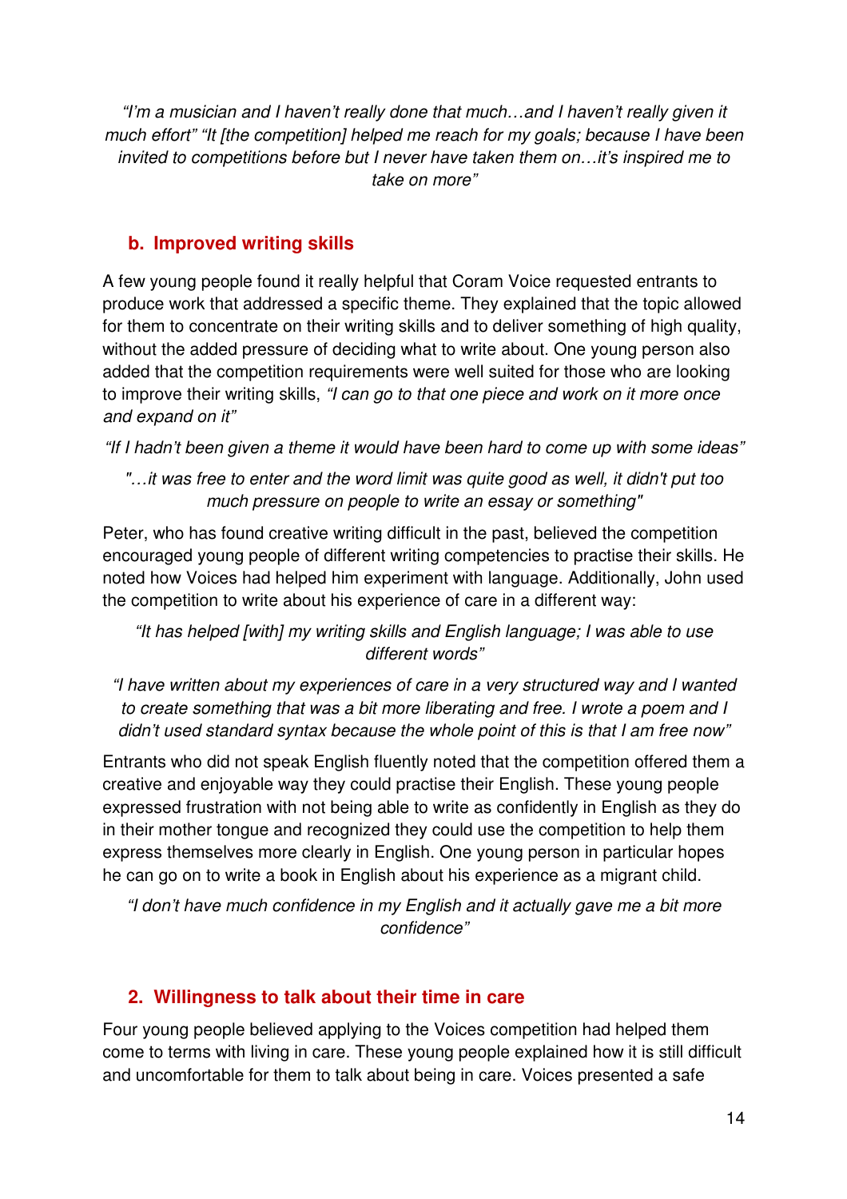*"I'm a musician and I haven't really done that much…and I haven't really given it much effort" "It [the competition] helped me reach for my goals; because I have been invited to competitions before but I never have taken them on…it's inspired me to take on more"*

### b. Improved writing skills

A few young people found it really helpful that Coram Voice requested entrants to produce work that addressed a specific theme. They explained that the topic allowed for them to concentrate on their writing skills and to deliver something of high quality, without the added pressure of deciding what to write about. One young person also added that the competition requirements were well suited for those who are looking to improve their writing skills, *"I can go to that one piece and work on it more once and expand on it"*

*"If I hadn't been given a theme it would have been hard to come up with some ideas"*

*"…it was free to enter and the word limit was quite good as well, it didn't put too much pressure on people to write an essay or something"*

Peter, who has found creative writing difficult in the past, believed the competition encouraged young people of different writing competencies to practise their skills. He noted how Voices had helped him experiment with language. Additionally, John used the competition to write about his experience of care in a different way:

*"It has helped [with] my writing skills and English language; I was able to use different words"*

*"I have written about my experiences of care in a very structured way and I wanted to create something that was a bit more liberating and free. I wrote a poem and I didn't used standard syntax because the whole point of this is that I am free now"*

Entrants who did not speak English fluently noted that the competition offered them a creative and enjoyable way they could practise their English. These young people expressed frustration with not being able to write as confidently in English as they do in their mother tongue and recognized they could use the competition to help them express themselves more clearly in English. One young person in particular hopes he can go on to write a book in English about his experience as a migrant child.

*"I don't have much confidence in my English and it actually gave me a bit more confidence"*

## 2. Willingness to talk about their time in care

Four young people believed applying to the Voices competition had helped them come to terms with living in care. These young people explained how it is still difficult and uncomfortable for them to talk about being in care. Voices presented a safe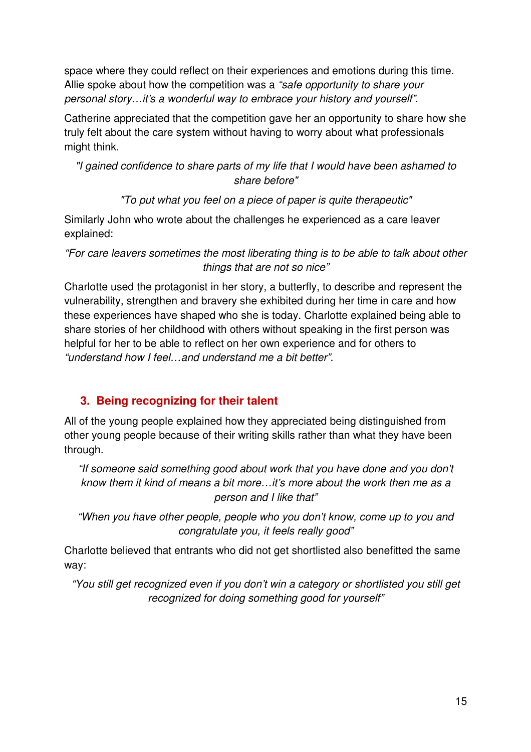space where they could reflect on their experiences and emotions during this time. Allie spoke about how the competition was a *"safe opportunity to share your personal story…it's a wonderful way to embrace your history and yourself"*.

Catherine appreciated that the competition gave her an opportunity to share how she truly felt about the care system without having to worry about what professionals might think.

*"I gained confidence to share parts of my life that I would have been ashamed to share before"*

*"To put what you feel on a piece of paper is quite therapeutic"*

Similarly John who wrote about the challenges he experienced as a care leaver explained:

*"For care leavers sometimes the most liberating thing is to be able to talk about other things that are not so nice"*

Charlotte used the protagonist in her story, a butterfly, to describe and represent the vulnerability, strengthen and bravery she exhibited during her time in care and how these experiences have shaped who she is today. Charlotte explained being able to share stories of her childhood with others without speaking in the first person was helpful for her to be able to reflect on her own experience and for others to *"understand how I feel…and understand me a bit better"*.

### 3. Being recognizing for their talent

All of the young people explained how they appreciated being distinguished from other young people because of their writing skills rather than what they have been through.

*"If someone said something good about work that you have done and you don't know them it kind of means a bit more…it's more about the work then me as a person and I like that"*

*"When you have other people, people who you don't know, come up to you and congratulate you, it feels really good"*

Charlotte believed that entrants who did not get shortlisted also benefitted the same way:

*"You still get recognized even if you don't win a category or shortlisted you still get recognized for doing something good for yourself"*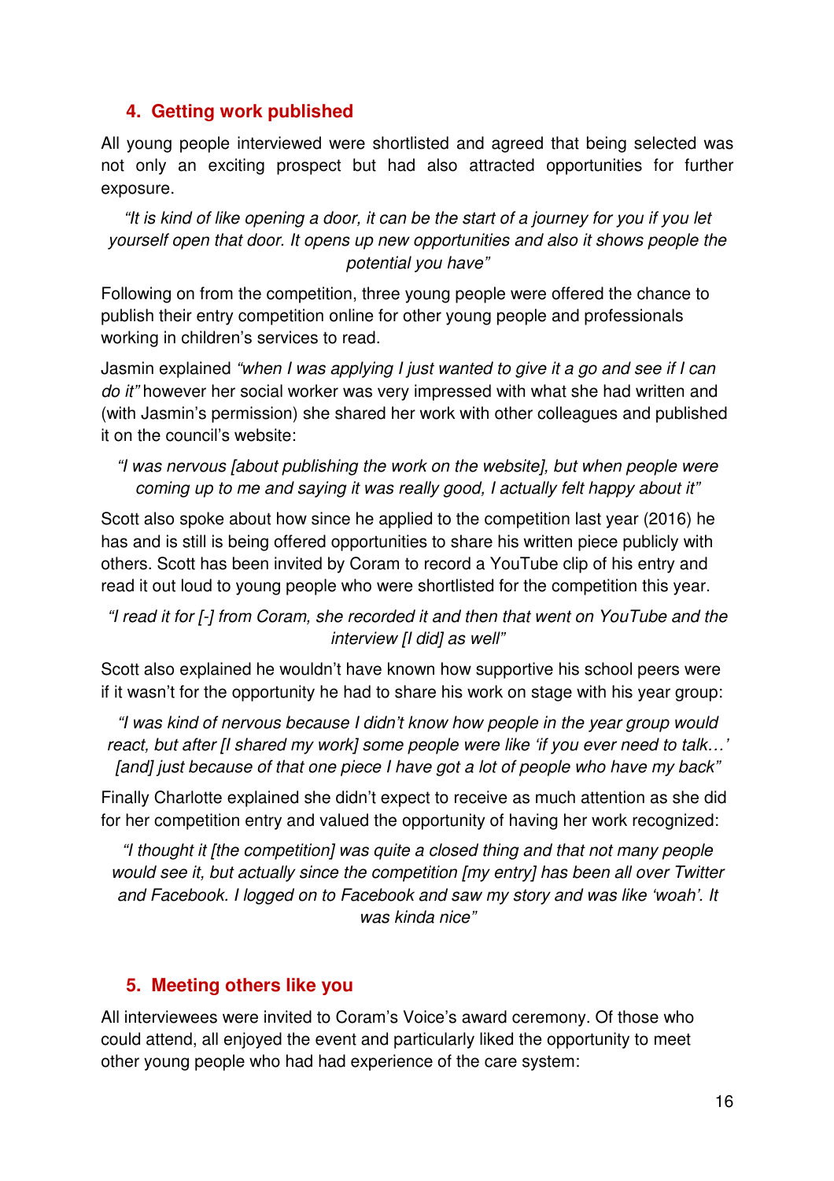## 4. Getting work published

All young people interviewed were shortlisted and agreed that being selected was not only an exciting prospect but had also attracted opportunities for further exposure.

> *"It is kind of like opening a door, it can be the start of a journey for you if you let yourself open that door. It opens up new opportunities and also it shows people the potential you have"*

Following on from the competition, three young people were offered the chance to publish their entry competition online for other young people and professionals working in children's services to read.

Jasmin explained *"when I was applying I just wanted to give it a go and see if I can do it"* however her social worker was very impressed with what she had written and (with Jasmin's permission) she shared her work with other colleagues and published it on the council's website:

> *"I was nervous [about publishing the work on the website], but when people were coming up to me and saying it was really good, I actually felt happy about it"*

Scott also spoke about how since he applied to the competition last year (2016) he has and is still is being offered opportunities to share his written piece publicly with others. Scott has been invited by Coram to record a YouTube clip of his entry and read it out loud to young people who were shortlisted for the competition this year.

> *"I read it for [-] from Coram, she recorded it and then that went on YouTube and the interview [I did] as well"*

Scott also explained he wouldn't have known how supportive his school peers were if it wasn't for the opportunity he had to share his work on stage with his year group:

> *"I was kind of nervous because I didn't know how people in the year group would react, but after [I shared my work] some people were like 'if you ever need to talk…' [and] just because of that one piece I have got a lot of people who have my back"*

Finally Charlotte explained she didn't expect to receive as much attention as she did for her competition entry and valued the opportunity of having her work recognized:

> *"I thought it [the competition] was quite a closed thing and that not many people would see it, but actually since the competition [my entry] has been all over Twitter and Facebook. I logged on to Facebook and saw my story and was like 'woah'. It was kinda nice"*

## 5. Meeting others like you

All interviewees were invited to Coram's Voice's award ceremony. Of those who could attend, all enjoyed the event and particularly liked the opportunity to meet other young people who had had experience of the care system: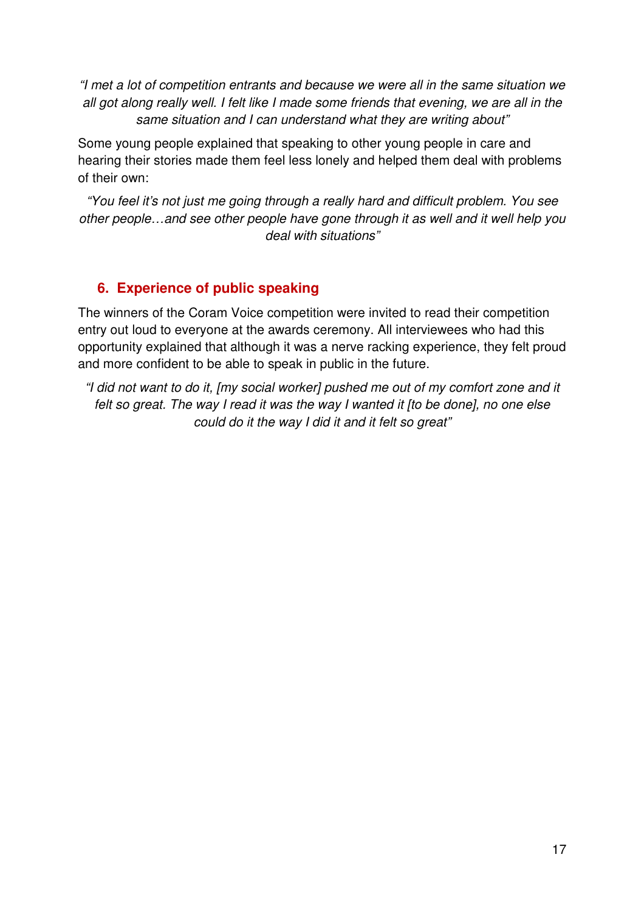*"I met a lot of competition entrants and because we were all in the same situation we all got along really well. I felt like I made some friends that evening, we are all in the same situation and I can understand what they are writing about"*

Some young people explained that speaking to other young people in care and hearing their stories made them feel less lonely and helped them deal with problems of their own:

*"You feel it's not just me going through a really hard and difficult problem. You see other people…and see other people have gone through it as well and it well help you deal with situations"*

## 6. Experience of public speaking

The winners of the Coram Voice competition were invited to read their competition entry out loud to everyone at the awards ceremony. All interviewees who had this opportunity explained that although it was a nerve racking experience, they felt proud and more confident to be able to speak in public in the future.

*"I did not want to do it, [my social worker] pushed me out of my comfort zone and it felt so great. The way I read it was the way I wanted it [to be done], no one else could do it the way I did it and it felt so great"*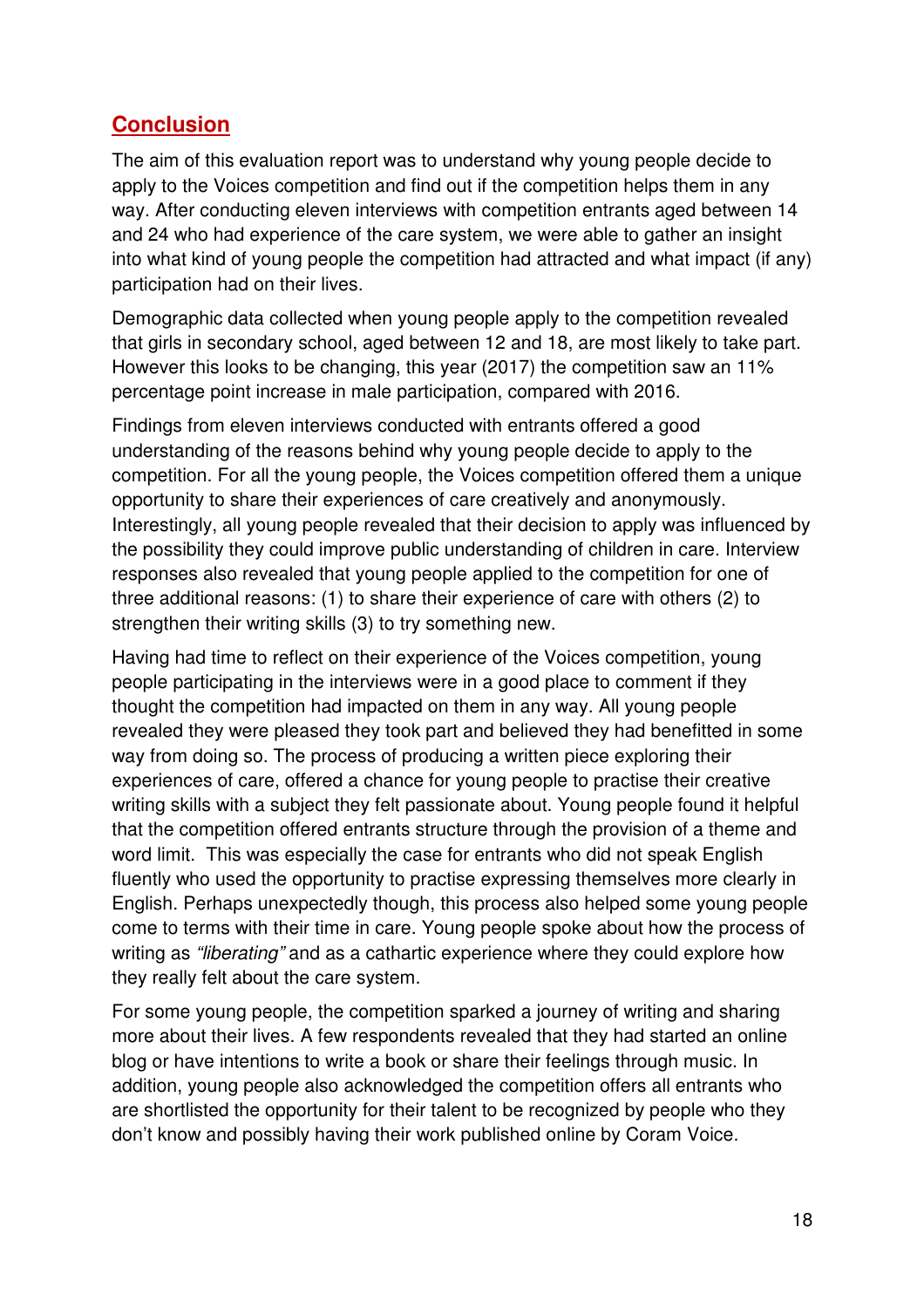## Conclusion

The aim of this evaluation report was to understand why young people decide to apply to the Voices competition and find out if the competition helps them in any way. After conducting eleven interviews with competition entrants aged between 14 and 24 who had experience of the care system, we were able to gather an insight into what kind of young people the competition had attracted and what impact (if any) participation had on their lives.

Demographic data collected when young people apply to the competition revealed that girls in secondary school, aged between 12 and 18, are most likely to take part. However this looks to be changing, this year (2017) the competition saw an 11% percentage point increase in male participation, compared with 2016.

Findings from eleven interviews conducted with entrants offered a good understanding of the reasons behind why young people decide to apply to the competition. For all the young people, the Voices competition offered them a unique opportunity to share their experiences of care creatively and anonymously. Interestingly, all young people revealed that their decision to apply was influenced by the possibility they could improve public understanding of children in care. Interview responses also revealed that young people applied to the competition for one of three additional reasons: (1) to share their experience of care with others (2) to strengthen their writing skills (3) to try something new.

Having had time to reflect on their experience of the Voices competition, young people participating in the interviews were in a good place to comment if they thought the competition had impacted on them in any way. All young people revealed they were pleased they took part and believed they had benefitted in some way from doing so. The process of producing a written piece exploring their experiences of care, offered a chance for young people to practise their creative writing skills with a subject they felt passionate about. Young people found it helpful that the competition offered entrants structure through the provision of a theme and word limit. This was especially the case for entrants who did not speak English fluently who used the opportunity to practise expressing themselves more clearly in English. Perhaps unexpectedly though, this process also helped some young people come to terms with their time in care. Young people spoke about how the process of writing as *"liberating"* and as a cathartic experience where they could explore how they really felt about the care system.

For some young people, the competition sparked a journey of writing and sharing more about their lives. A few respondents revealed that they had started an online blog or have intentions to write a book or share their feelings through music. In addition, young people also acknowledged the competition offers all entrants who are shortlisted the opportunity for their talent to be recognized by people who they don't know and possibly having their work published online by Coram Voice.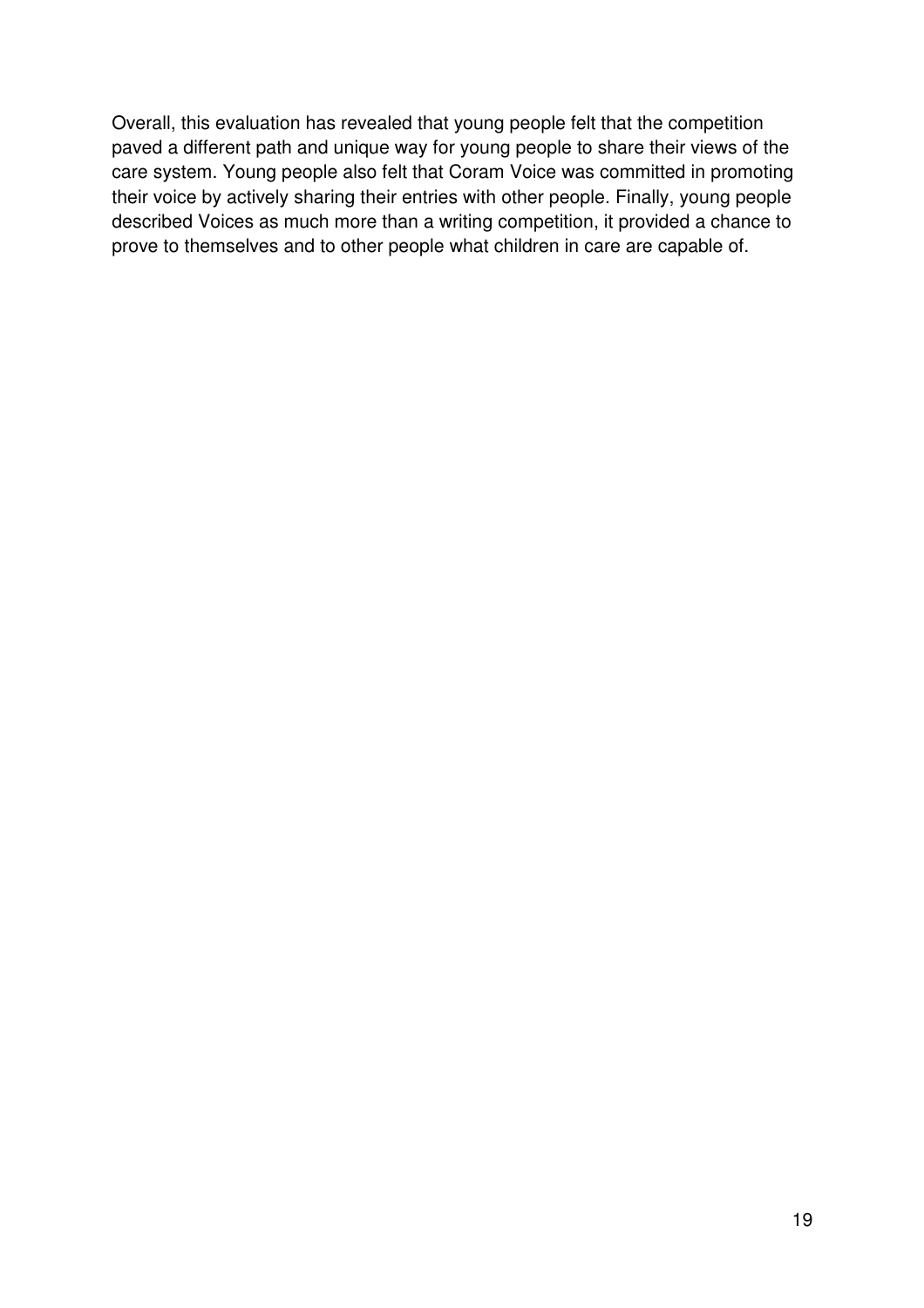Overall, this evaluation has revealed that young people felt that the competition paved a different path and unique way for young people to share their views of the care system. Young people also felt that Coram Voice was committed in promoting their voice by actively sharing their entries with other people. Finally, young people described Voices as much more than a writing competition, it provided a chance to prove to themselves and to other people what children in care are capable of.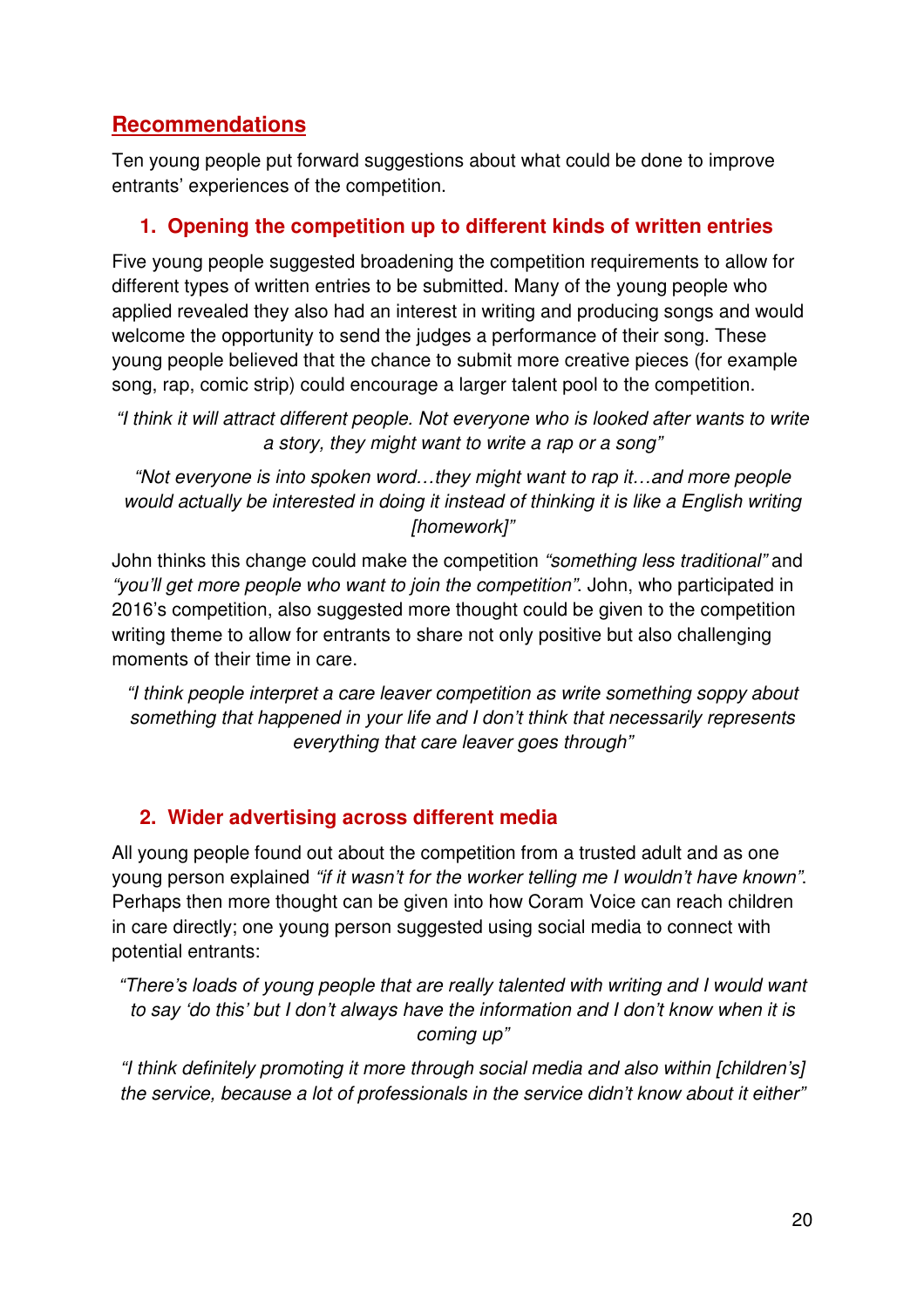## Recommendations

Ten young people put forward suggestions about what could be done to improve entrants' experiences of the competition.

### 1. Opening the competition up to different kinds of written entries

Five young people suggested broadening the competition requirements to allow for different types of written entries to be submitted. Many of the young people who applied revealed they also had an interest in writing and producing songs and would welcome the opportunity to send the judges a performance of their song. These young people believed that the chance to submit more creative pieces (for example song, rap, comic strip) could encourage a larger talent pool to the competition.

*"I think it will attract different people. Not everyone who is looked after wants to write a story, they might want to write a rap or a song"*

*"Not everyone is into spoken word…they might want to rap it…and more people would actually be interested in doing it instead of thinking it is like a English writing [homework]"*

John thinks this change could make the competition *"something less traditional"* and *"you'll get more people who want to join the competition"*. John, who participated in 2016's competition, also suggested more thought could be given to the competition writing theme to allow for entrants to share not only positive but also challenging moments of their time in care.

*"I think people interpret a care leaver competition as write something soppy about something that happened in your life and I don't think that necessarily represents everything that care leaver goes through"*

### 2. Wider advertising across different media

All young people found out about the competition from a trusted adult and as one young person explained *"if it wasn't for the worker telling me I wouldn't have known"*. Perhaps then more thought can be given into how Coram Voice can reach children in care directly; one young person suggested using social media to connect with potential entrants:

*"There's loads of young people that are really talented with writing and I would want to say 'do this' but I don't always have the information and I don't know when it is coming up"*

*"I think definitely promoting it more through social media and also within [children's] the service, because a lot of professionals in the service didn't know about it either"*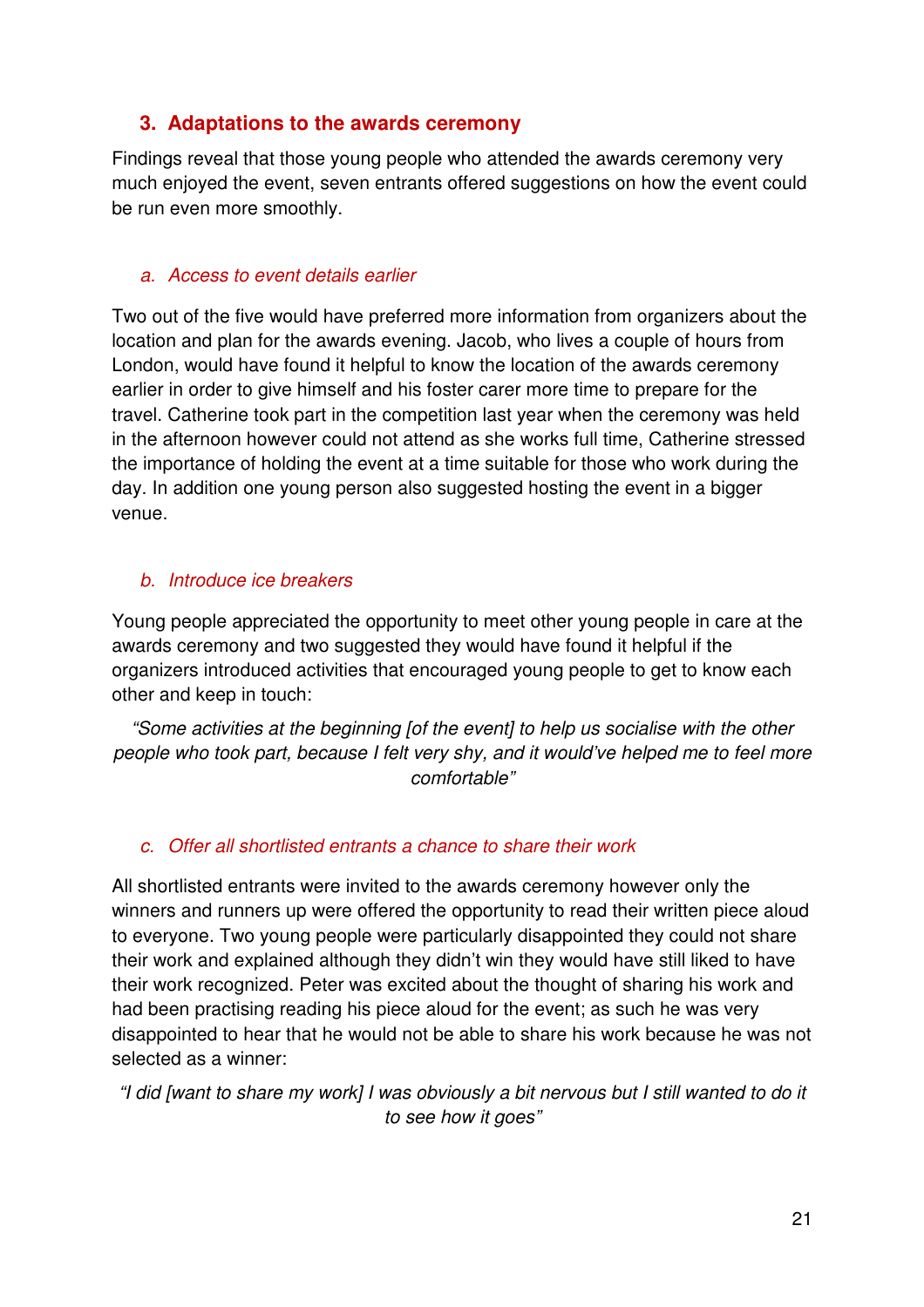## 3. Adaptations to the awards ceremony

Findings reveal that those young people who attended the awards ceremony very much enjoyed the event, seven entrants offered suggestions on how the event could be run even more smoothly.

### *a. Access to event details earlier*

Two out of the five would have preferred more information from organizers about the location and plan for the awards evening. Jacob, who lives a couple of hours from London, would have found it helpful to know the location of the awards ceremony earlier in order to give himself and his foster carer more time to prepare for the travel. Catherine took part in the competition last year when the ceremony was held in the afternoon however could not attend as she works full time, Catherine stressed the importance of holding the event at a time suitable for those who work during the day. In addition one young person also suggested hosting the event in a bigger venue.

### *b. Introduce ice breakers*

Young people appreciated the opportunity to meet other young people in care at the awards ceremony and two suggested they would have found it helpful if the organizers introduced activities that encouraged young people to get to know each other and keep in touch:

> *"Some activities at the beginning [of the event] to help us socialise with the other people who took part, because I felt very shy, and it would've helped me to feel more comfortable"*

### *c. Offer all shortlisted entrants a chance to share their work*

All shortlisted entrants were invited to the awards ceremony however only the winners and runners up were offered the opportunity to read their written piece aloud to everyone. Two young people were particularly disappointed they could not share their work and explained although they didn't win they would have still liked to have their work recognized. Peter was excited about the thought of sharing his work and had been practising reading his piece aloud for the event; as such he was very disappointed to hear that he would not be able to share his work because he was not selected as a winner:

> *"I did [want to share my work] I was obviously a bit nervous but I still wanted to do it to see how it goes"*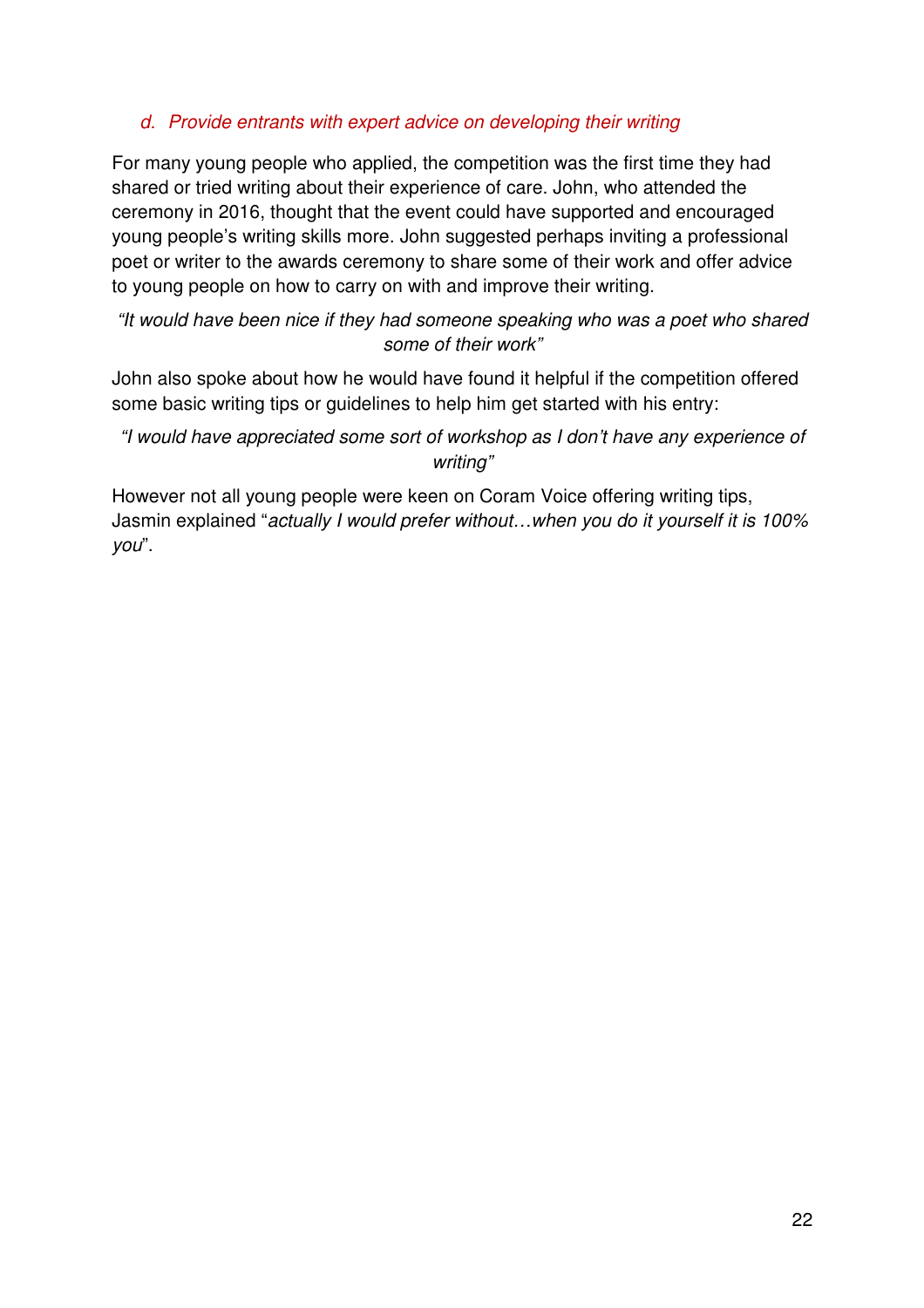### *d. Provide entrants with expert advice on developing their writing*

For many young people who applied, the competition was the first time they had shared or tried writing about their experience of care. John, who attended the ceremony in 2016, thought that the event could have supported and encouraged young people's writing skills more. John suggested perhaps inviting a professional poet or writer to the awards ceremony to share some of their work and offer advice to young people on how to carry on with and improve their writing.

*"It would have been nice if they had someone speaking who was a poet who shared some of their work"*

John also spoke about how he would have found it helpful if the competition offered some basic writing tips or guidelines to help him get started with his entry:

*"I would have appreciated some sort of workshop as I don't have any experience of writing"*

However not all young people were keen on Coram Voice offering writing tips, Jasmin explained "*actually I would prefer without…when you do it yourself it is 100% you*".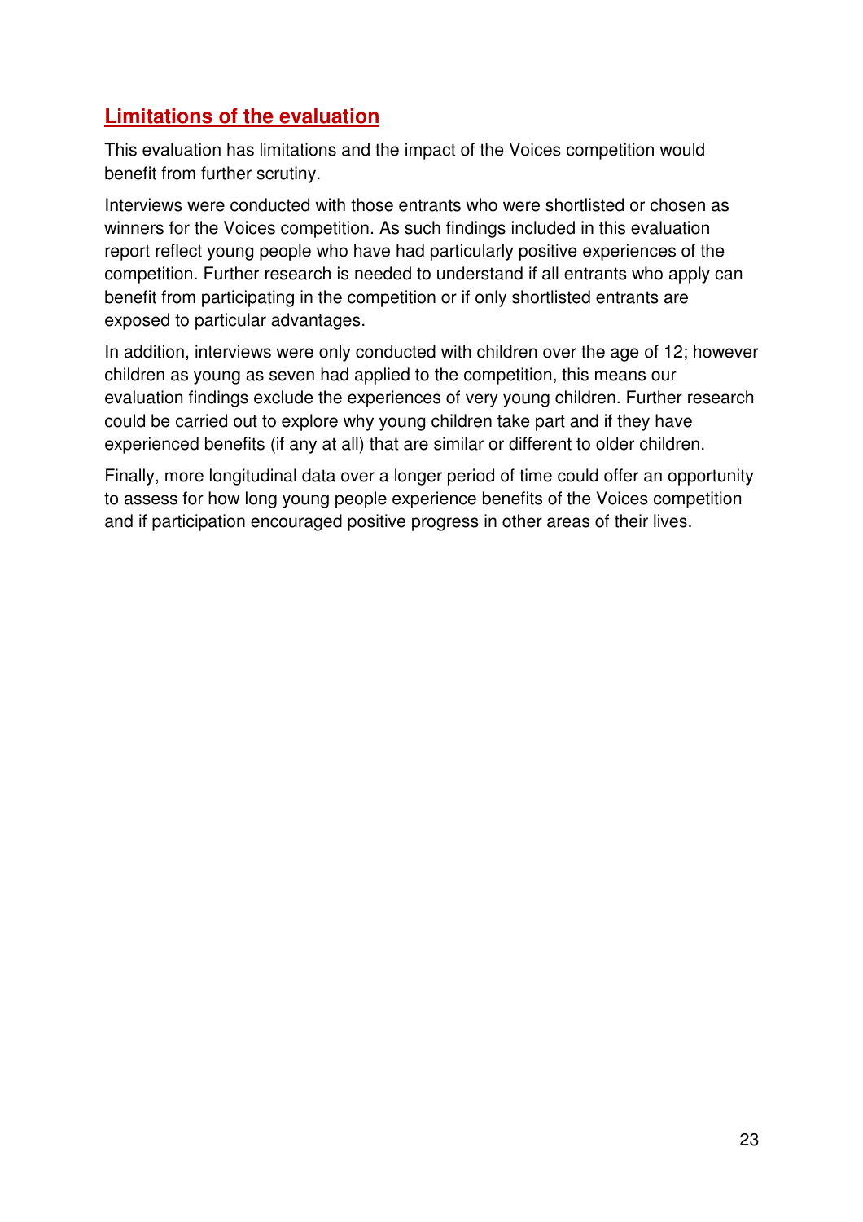## Limitations of the evaluation

This evaluation has limitations and the impact of the Voices competition would benefit from further scrutiny.

Interviews were conducted with those entrants who were shortlisted or chosen as winners for the Voices competition. As such findings included in this evaluation report reflect young people who have had particularly positive experiences of the competition. Further research is needed to understand if all entrants who apply can benefit from participating in the competition or if only shortlisted entrants are exposed to particular advantages.

In addition, interviews were only conducted with children over the age of 12; however children as young as seven had applied to the competition, this means our evaluation findings exclude the experiences of very young children. Further research could be carried out to explore why young children take part and if they have experienced benefits (if any at all) that are similar or different to older children.

Finally, more longitudinal data over a longer period of time could offer an opportunity to assess for how long young people experience benefits of the Voices competition and if participation encouraged positive progress in other areas of their lives.